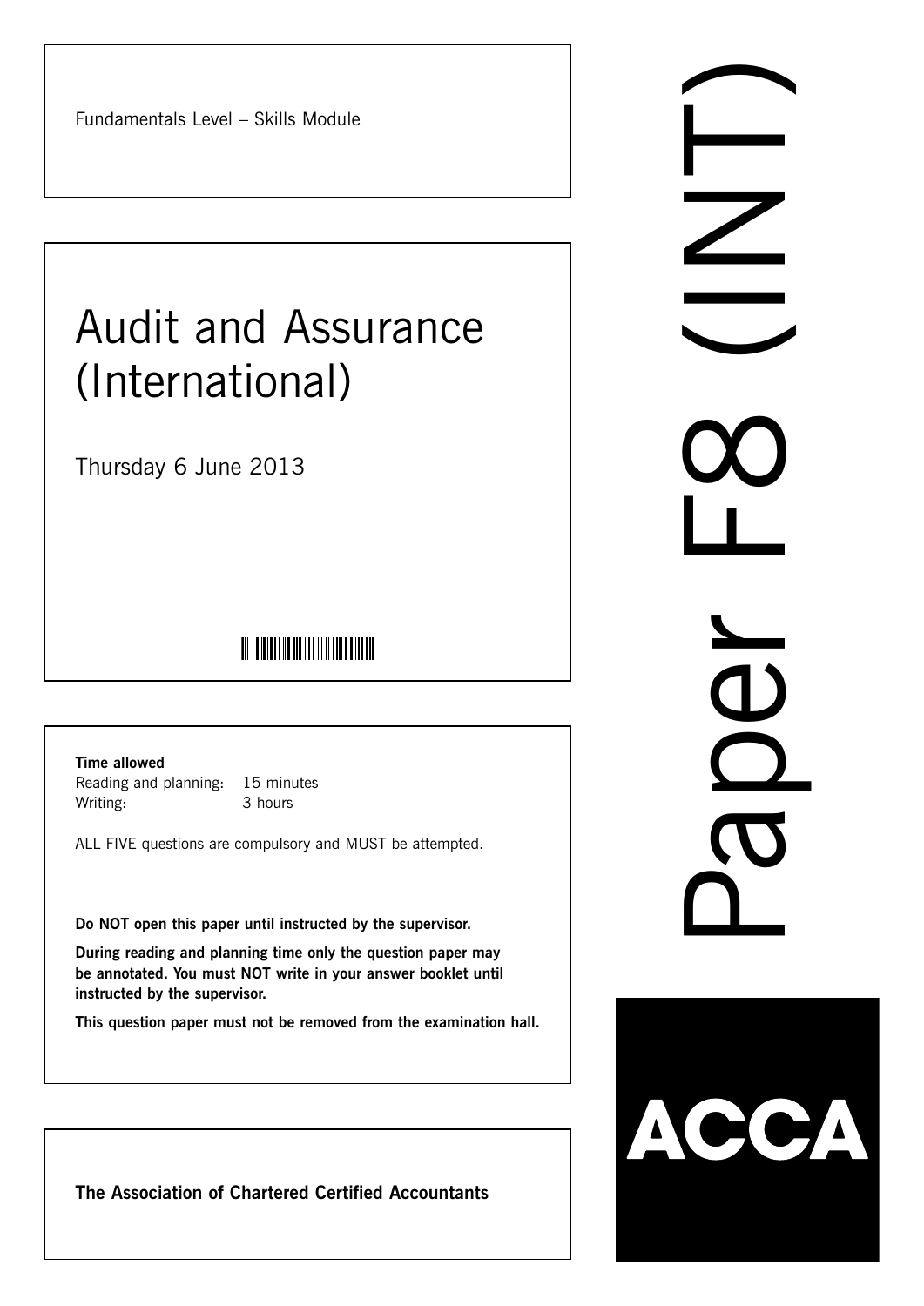Fundamentals Level – Skills Module

# Audit and Assurance (International)

Thursday 6 June 2013

**Time allowed**

Reading and planning: 15 minutes

Writing: 3 hours

ALL FIVE questions are compulsory and MUST be attempted.

**Do NOT open this paper until instructed by the supervisor.**

**During reading and planning time only the question paper may be annotated. You must NOT write in your answer booklet until instructed by the supervisor.**

**This question paper must not be removed from the examination hall.**

**The Association of Chartered Certified Accountants**

Paper F8 (INT)

ACCA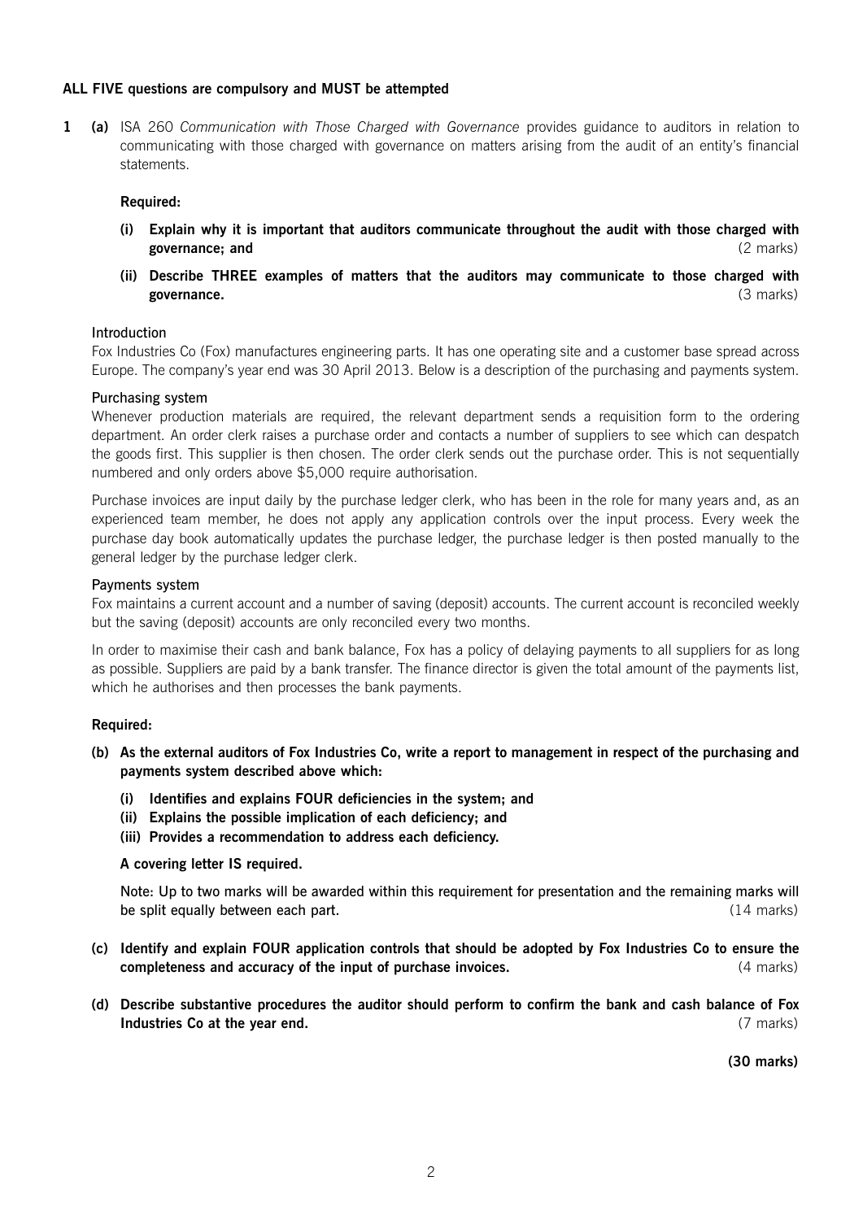**ALL FIVE questions are compulsory and MUST be attempted**

**1 (a)** ISA 260 *Communication with Those Charged with Governance* provides guidance to auditors in relation to communicating with those charged with governance on matters arising from the audit of an entity's financial statements.

**Required:**

**(i) Explain why it is important that auditors communicate throughout the audit with those charged with governance; and** (2 marks)

**(ii) Describe THREE examples of matters that the auditors may communicate to those charged with governance.** (3 marks)

Introduction

Fox Industries Co (Fox) manufactures engineering parts. It has one operating site and a customer base spread across Europe. The company's year end was 30 April 2013. Below is a description of the purchasing and payments system.

Purchasing system

Whenever production materials are required, the relevant department sends a requisition form to the ordering department. An order clerk raises a purchase order and contacts a number of suppliers to see which can despatch the goods first. This supplier is then chosen. The order clerk sends out the purchase order. This is not sequentially numbered and only orders above $5,000 require authorisation.

Purchase invoices are input daily by the purchase ledger clerk, who has been in the role for many years and, as an experienced team member, he does not apply any application controls over the input process. Every week the purchase day book automatically updates the purchase ledger, the purchase ledger is then posted manually to the general ledger by the purchase ledger clerk.

Payments system

Fox maintains a current account and a number of saving (deposit) accounts. The current account is reconciled weekly but the saving (deposit) accounts are only reconciled every two months.

In order to maximise their cash and bank balance, Fox has a policy of delaying payments to all suppliers for as long as possible. Suppliers are paid by a bank transfer. The finance director is given the total amount of the payments list, which he authorises and then processes the bank payments.

**Required:**

**(b) As the external auditors of Fox Industries Co, write a report to management in respect of the purchasing and payments system described above which:**

**(i) Identifies and explains FOUR deficiencies in the system; and**

**(ii) Explains the possible implication of each deficiency; and**

**(iii) Provides a recommendation to address each deficiency.**

**A covering letter IS required.**

Note: Up to two marks will be awarded within this requirement for presentation and the remaining marks will be split equally between each part. (14 marks)

**(c) Identify and explain FOUR application controls that should be adopted by Fox Industries Co to ensure the completeness and accuracy of the input of purchase invoices.** (4 marks)

**(d) Describe substantive procedures the auditor should perform to confirm the bank and cash balance of Fox Industries Co at the year end.** (7 marks)

**(30 marks)**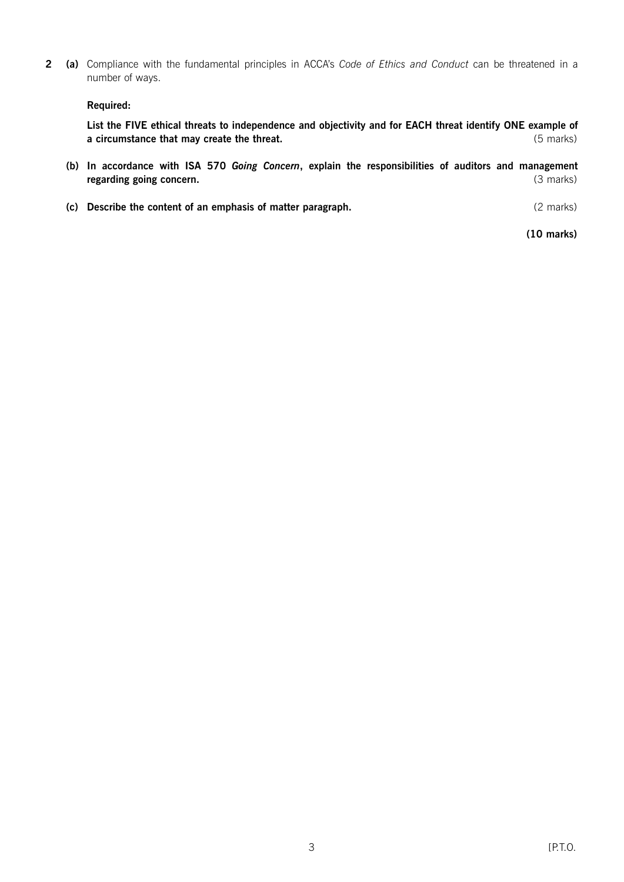**2** **(a)** Compliance with the fundamental principles in ACCA's *Code of Ethics and Conduct* can be threatened in a number of ways.

**Required:**

**List the FIVE ethical threats to independence and objectivity and for EACH threat identify ONE example of a circumstance that may create the threat.** (5 marks)

**(b)** **In accordance with ISA 570 *Going Concern*, explain the responsibilities of auditors and management regarding going concern.** (3 marks)

**(c)** **Describe the content of an emphasis of matter paragraph.** (2 marks)

**(10 marks)**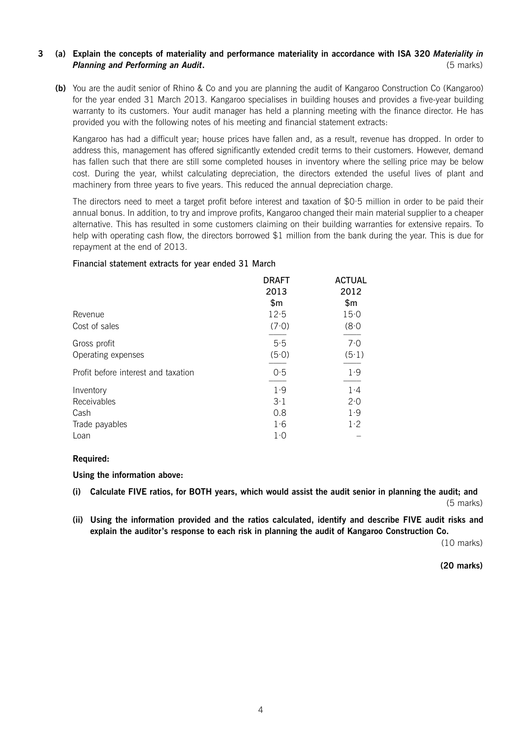**3 (a) Explain the concepts of materiality and performance materiality in accordance with ISA 320 *Materiality in Planning and Performing an Audit*.** (5 marks)

**(b)** You are the audit senior of Rhino & Co and you are planning the audit of Kangaroo Construction Co (Kangaroo) for the year ended 31 March 2013. Kangaroo specialises in building houses and provides a five-year building warranty to its customers. Your audit manager has held a planning meeting with the finance director. He has provided you with the following notes of his meeting and financial statement extracts:

Kangaroo has had a difficult year; house prices have fallen and, as a result, revenue has dropped. In order to address this, management has offered significantly extended credit terms to their customers. However, demand has fallen such that there are still some completed houses in inventory where the selling price may be below cost. During the year, whilst calculating depreciation, the directors extended the useful lives of plant and machinery from three years to five years. This reduced the annual depreciation charge.

The directors need to meet a target profit before interest and taxation of \$0·5 million in order to be paid their annual bonus. In addition, to try and improve profits, Kangaroo changed their main material supplier to a cheaper alternative. This has resulted in some customers claiming on their building warranties for extensive repairs. To help with operating cash flow, the directors borrowed \$1 million from the bank during the year. This is due for repayment at the end of 2013.

Financial statement extracts for year ended 31 March

| | DRAFT 2013 \$m | ACTUAL 2012 \$m |
|---|---|---|
| Revenue | 12·5 | 15·0 |
| Cost of sales | (7·0) | (8·0 |
| Gross profit | 5·5 | 7·0 |
| Operating expenses | (5·0) | (5·1) |
| Profit before interest and taxation | 0·5 | 1·9 |
| Inventory | 1·9 | 1·4 |
| Receivables | 3·1 | 2·0 |
| Cash | 0.8 | 1·9 |
| Trade payables | 1·6 | 1·2 |
| Loan | 1·0 | – |

**Required:**

**Using the information above:**

**(i) Calculate FIVE ratios, for BOTH years, which would assist the audit senior in planning the audit; and** (5 marks)

**(ii) Using the information provided and the ratios calculated, identify and describe FIVE audit risks and explain the auditor's response to each risk in planning the audit of Kangaroo Construction Co.** (10 marks)

**(20 marks)**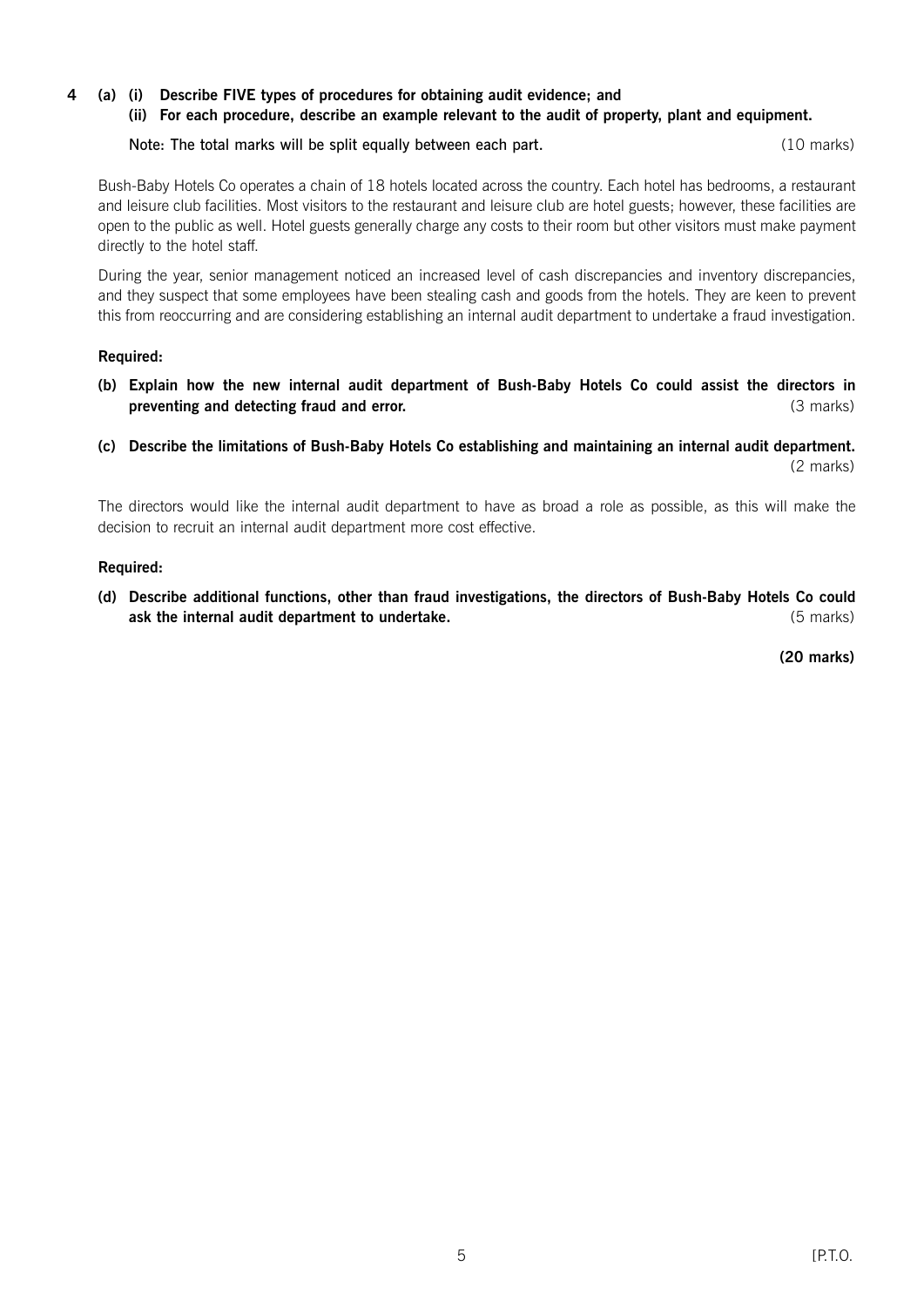**4 (a) (i) Describe FIVE types of procedures for obtaining audit evidence; and**

**(ii) For each procedure, describe an example relevant to the audit of property, plant and equipment.**

Note: The total marks will be split equally between each part. (10 marks)

Bush-Baby Hotels Co operates a chain of 18 hotels located across the country. Each hotel has bedrooms, a restaurant and leisure club facilities. Most visitors to the restaurant and leisure club are hotel guests; however, these facilities are open to the public as well. Hotel guests generally charge any costs to their room but other visitors must make payment directly to the hotel staff.

During the year, senior management noticed an increased level of cash discrepancies and inventory discrepancies, and they suspect that some employees have been stealing cash and goods from the hotels. They are keen to prevent this from reoccurring and are considering establishing an internal audit department to undertake a fraud investigation.

**Required:**

**(b) Explain how the new internal audit department of Bush-Baby Hotels Co could assist the directors in preventing and detecting fraud and error.** (3 marks)

**(c) Describe the limitations of Bush-Baby Hotels Co establishing and maintaining an internal audit department.** (2 marks)

The directors would like the internal audit department to have as broad a role as possible, as this will make the decision to recruit an internal audit department more cost effective.

**Required:**

**(d) Describe additional functions, other than fraud investigations, the directors of Bush-Baby Hotels Co could ask the internal audit department to undertake.** (5 marks)

**(20 marks)**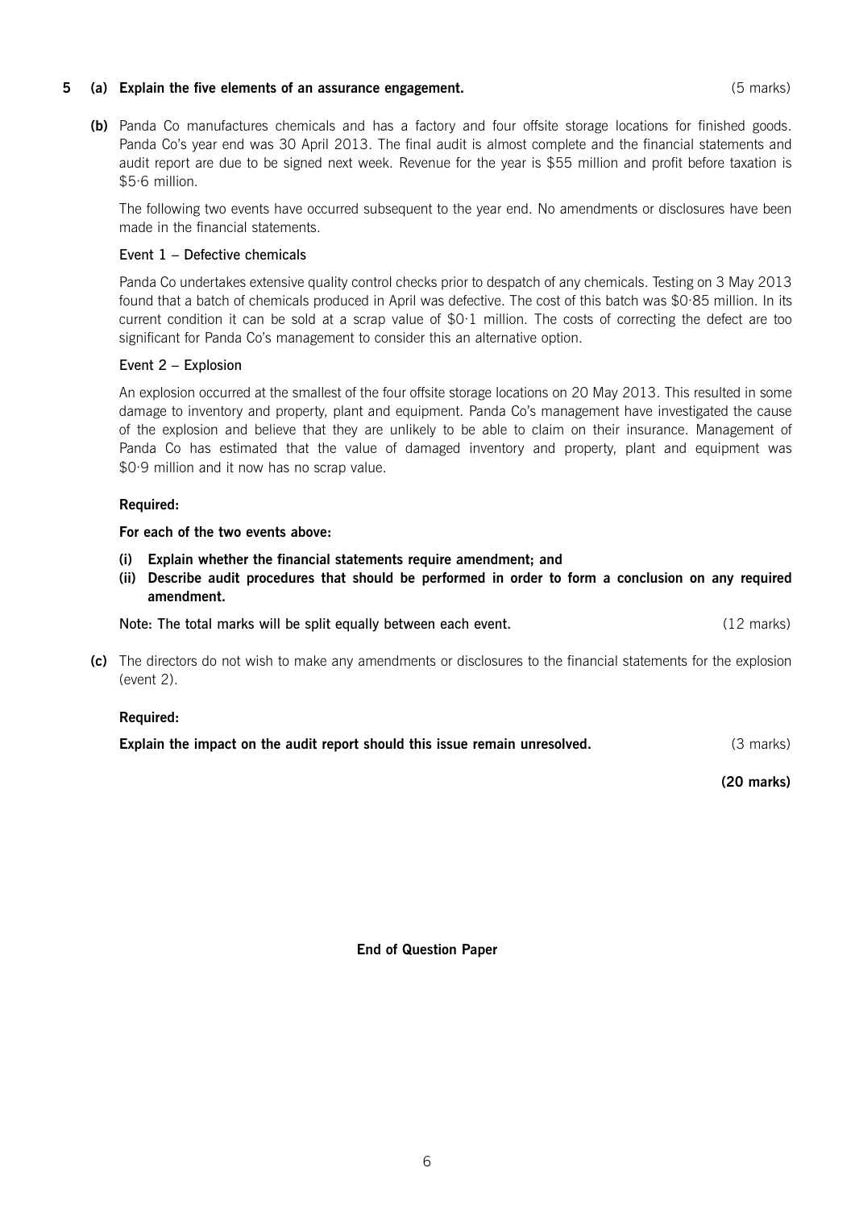**5 (a) Explain the five elements of an assurance engagement.** (5 marks)

**(b)** Panda Co manufactures chemicals and has a factory and four offsite storage locations for finished goods. Panda Co's year end was 30 April 2013. The final audit is almost complete and the financial statements and audit report are due to be signed next week. Revenue for the year is \$55 million and profit before taxation is \$5·6 million.

The following two events have occurred subsequent to the year end. No amendments or disclosures have been made in the financial statements.

Event 1 – Defective chemicals

Panda Co undertakes extensive quality control checks prior to despatch of any chemicals. Testing on 3 May 2013 found that a batch of chemicals produced in April was defective. The cost of this batch was \$0·85 million. In its current condition it can be sold at a scrap value of \$0·1 million. The costs of correcting the defect are too significant for Panda Co's management to consider this an alternative option.

Event 2 – Explosion

An explosion occurred at the smallest of the four offsite storage locations on 20 May 2013. This resulted in some damage to inventory and property, plant and equipment. Panda Co's management have investigated the cause of the explosion and believe that they are unlikely to be able to claim on their insurance. Management of Panda Co has estimated that the value of damaged inventory and property, plant and equipment was \$0·9 million and it now has no scrap value.

**Required:**

**For each of the two events above:**

**(i) Explain whether the financial statements require amendment; and**

**(ii) Describe audit procedures that should be performed in order to form a conclusion on any required amendment.**

**Note: The total marks will be split equally between each event.** (12 marks)

**(c)** The directors do not wish to make any amendments or disclosures to the financial statements for the explosion (event 2).

**Required:**

**Explain the impact on the audit report should this issue remain unresolved.** (3 marks)

**(20 marks)**

**End of Question Paper**